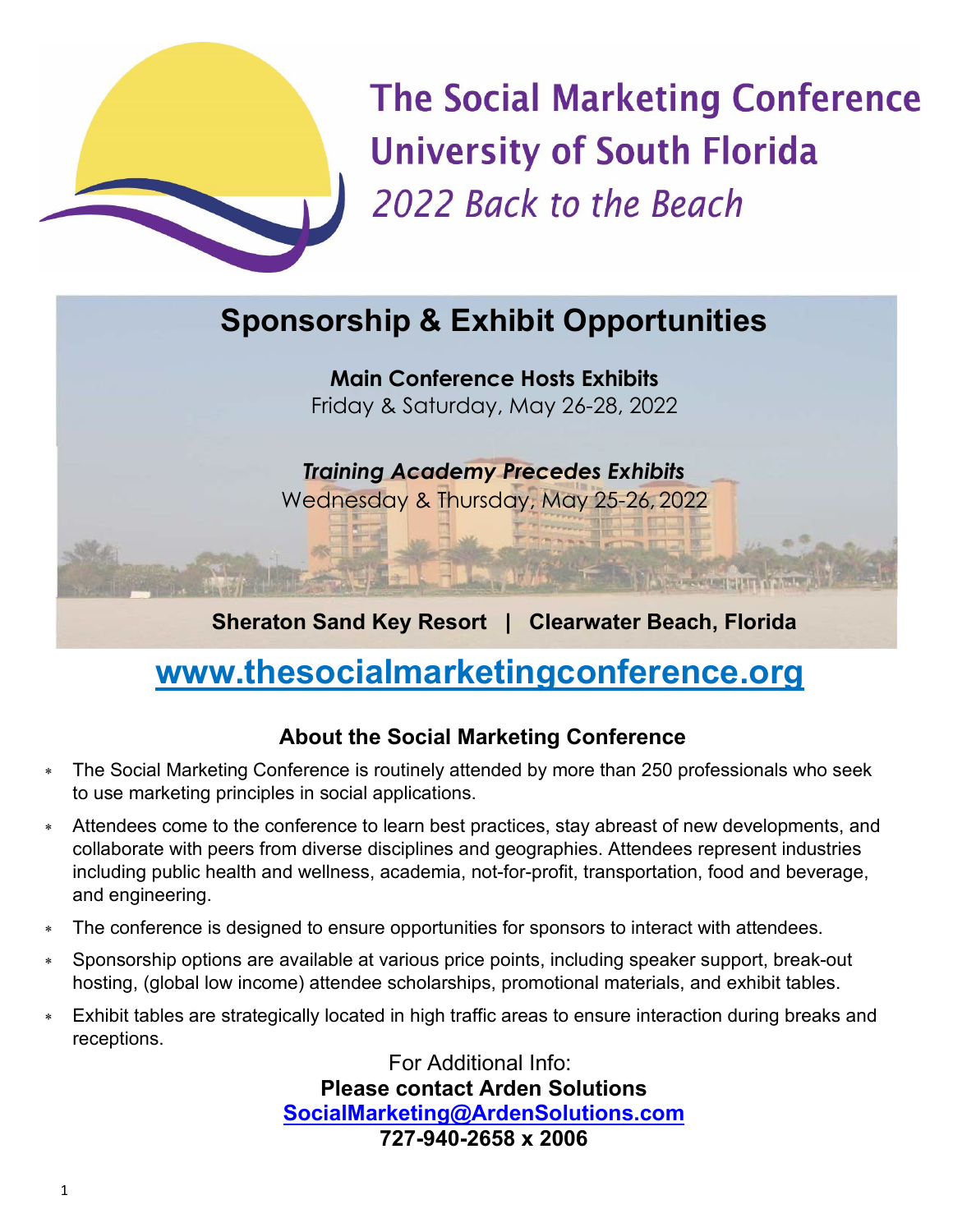# The Social Marketing Conference
# University of South Florida
*2022 Back to the Beach*

## Sponsorship & Exhibit Opportunities

**Main Conference Hosts Exhibits**
Friday & Saturday, May 26-28, 2022

***Training Academy Precedes Exhibits***
Wednesday & Thursday, May 25-26, 2022

**Sheraton Sand Key Resort | Clearwater Beach, Florida**

## www.thesocialmarketingconference.org

### About the Social Marketing Conference

* The Social Marketing Conference is routinely attended by more than 250 professionals who seek to use marketing principles in social applications.
* Attendees come to the conference to learn best practices, stay abreast of new developments, and collaborate with peers from diverse disciplines and geographies. Attendees represent industries including public health and wellness, academia, not-for-profit, transportation, food and beverage, and engineering.
* The conference is designed to ensure opportunities for sponsors to interact with attendees.
* Sponsorship options are available at various price points, including speaker support, break-out hosting, (global low income) attendee scholarships, promotional materials, and exhibit tables.
* Exhibit tables are strategically located in high traffic areas to ensure interaction during breaks and receptions.

For Additional Info:
**Please contact Arden Solutions**
**SocialMarketing@ArdenSolutions.com**
**727-940-2658 x 2006**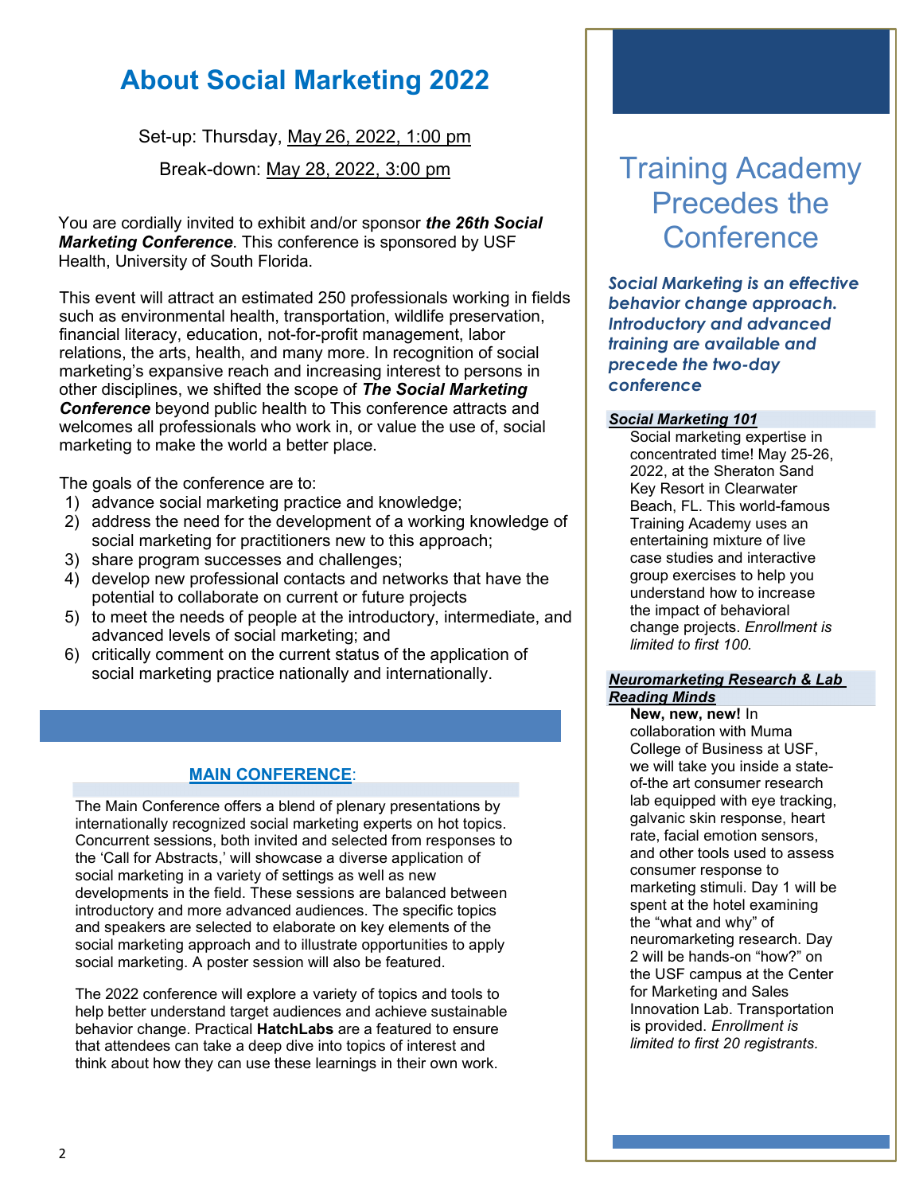# About Social Marketing 2022

Set-up: Thursday, May 26, 2022, 1:00 pm

Break-down: May 28, 2022, 3:00 pm

You are cordially invited to exhibit and/or sponsor ***the 26th Social Marketing Conference***. This conference is sponsored by USF Health, University of South Florida.

This event will attract an estimated 250 professionals working in fields such as environmental health, transportation, wildlife preservation, financial literacy, education, not-for-profit management, labor relations, the arts, health, and many more. In recognition of social marketing's expansive reach and increasing interest to persons in other disciplines, we shifted the scope of ***The Social Marketing Conference*** beyond public health to This conference attracts and welcomes all professionals who work in, or value the use of, social marketing to make the world a better place.

The goals of the conference are to:

1) advance social marketing practice and knowledge;
2) address the need for the development of a working knowledge of social marketing for practitioners new to this approach;
3) share program successes and challenges;
4) develop new professional contacts and networks that have the potential to collaborate on current or future projects
5) to meet the needs of people at the introductory, intermediate, and advanced levels of social marketing; and
6) critically comment on the current status of the application of social marketing practice nationally and internationally.

### MAIN CONFERENCE:

The Main Conference offers a blend of plenary presentations by internationally recognized social marketing experts on hot topics. Concurrent sessions, both invited and selected from responses to the 'Call for Abstracts,' will showcase a diverse application of social marketing in a variety of settings as well as new developments in the field. These sessions are balanced between introductory and more advanced audiences. The specific topics and speakers are selected to elaborate on key elements of the social marketing approach and to illustrate opportunities to apply social marketing. A poster session will also be featured.

The 2022 conference will explore a variety of topics and tools to help better understand target audiences and achieve sustainable behavior change. Practical **HatchLabs** are a featured to ensure that attendees can take a deep dive into topics of interest and think about how they can use these learnings in their own work.

## Training Academy Precedes the Conference

***Social Marketing is an effective behavior change approach. Introductory and advanced training are available and precede the two-day conference***

#### *Social Marketing 101*

Social marketing expertise in concentrated time! May 25-26, 2022, at the Sheraton Sand Key Resort in Clearwater Beach, FL. This world-famous Training Academy uses an entertaining mixture of live case studies and interactive group exercises to help you understand how to increase the impact of behavioral change projects. *Enrollment is limited to first 100.*

#### *Neuromarketing Research & Lab Reading Minds*

**New, new, new!** In collaboration with Muma College of Business at USF, we will take you inside a state-of-the art consumer research lab equipped with eye tracking, galvanic skin response, heart rate, facial emotion sensors, and other tools used to assess consumer response to marketing stimuli. Day 1 will be spent at the hotel examining the "what and why" of neuromarketing research. Day 2 will be hands-on "how?" on the USF campus at the Center for Marketing and Sales Innovation Lab. Transportation is provided. *Enrollment is limited to first 20 registrants.*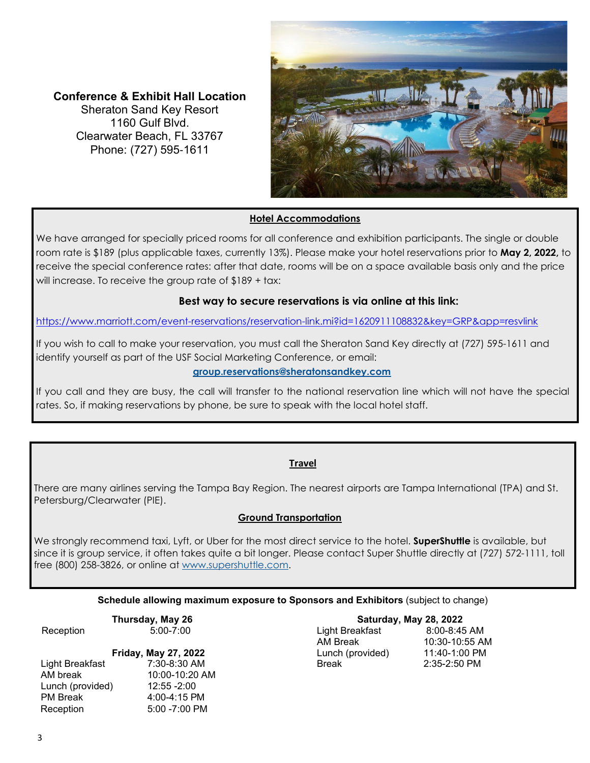**Conference & Exhibit Hall Location**
Sheraton Sand Key Resort
1160 Gulf Blvd.
Clearwater Beach, FL 33767
Phone: (727) 595-1611

## Hotel Accommodations

We have arranged for specially priced rooms for all conference and exhibition participants. The single or double room rate is $189 (plus applicable taxes, currently 13%). Please make your hotel reservations prior to **May 2, 2022,** to receive the special conference rates: after that date, rooms will be on a space available basis only and the price will increase. To receive the group rate of $189 + tax:

**Best way to secure reservations is via online at this link:**

https://www.marriott.com/event-reservations/reservation-link.mi?id=1620911108832&key=GRP&app=resvlink

If you wish to call to make your reservation, you must call the Sheraton Sand Key directly at (727) 595-1611 and identify yourself as part of the USF Social Marketing Conference, or email:

**group.reservations@sheratonsandkey.com**

If you call and they are busy, the call will transfer to the national reservation line which will not have the special rates. So, if making reservations by phone, be sure to speak with the local hotel staff.

## Travel

There are many airlines serving the Tampa Bay Region. The nearest airports are Tampa International (TPA) and St. Petersburg/Clearwater (PIE).

## Ground Transportation

We strongly recommend taxi, Lyft, or Uber for the most direct service to the hotel. **SuperShuttle** is available, but since it is group service, it often takes quite a bit longer. Please contact Super Shuttle directly at (727) 572-1111, toll free (800) 258-3826, or online at www.supershuttle.com.

**Schedule allowing maximum exposure to Sponsors and Exhibitors** (subject to change)

**Thursday, May 26**

| | |
|---|---|
| Reception | 5:00-7:00 |

**Friday, May 27, 2022**

| | |
|---|---|
| Light Breakfast | 7:30-8:30 AM |
| AM break | 10:00-10:20 AM |
| Lunch (provided) | 12:55 -2:00 |
| PM Break | 4:00-4:15 PM |
| Reception | 5:00 -7:00 PM |

**Saturday, May 28, 2022**

| | |
|---|---|
| Light Breakfast | 8:00-8:45 AM |
| AM Break | 10:30-10:55 AM |
| Lunch (provided) | 11:40-1:00 PM |
| Break | 2:35-2:50 PM |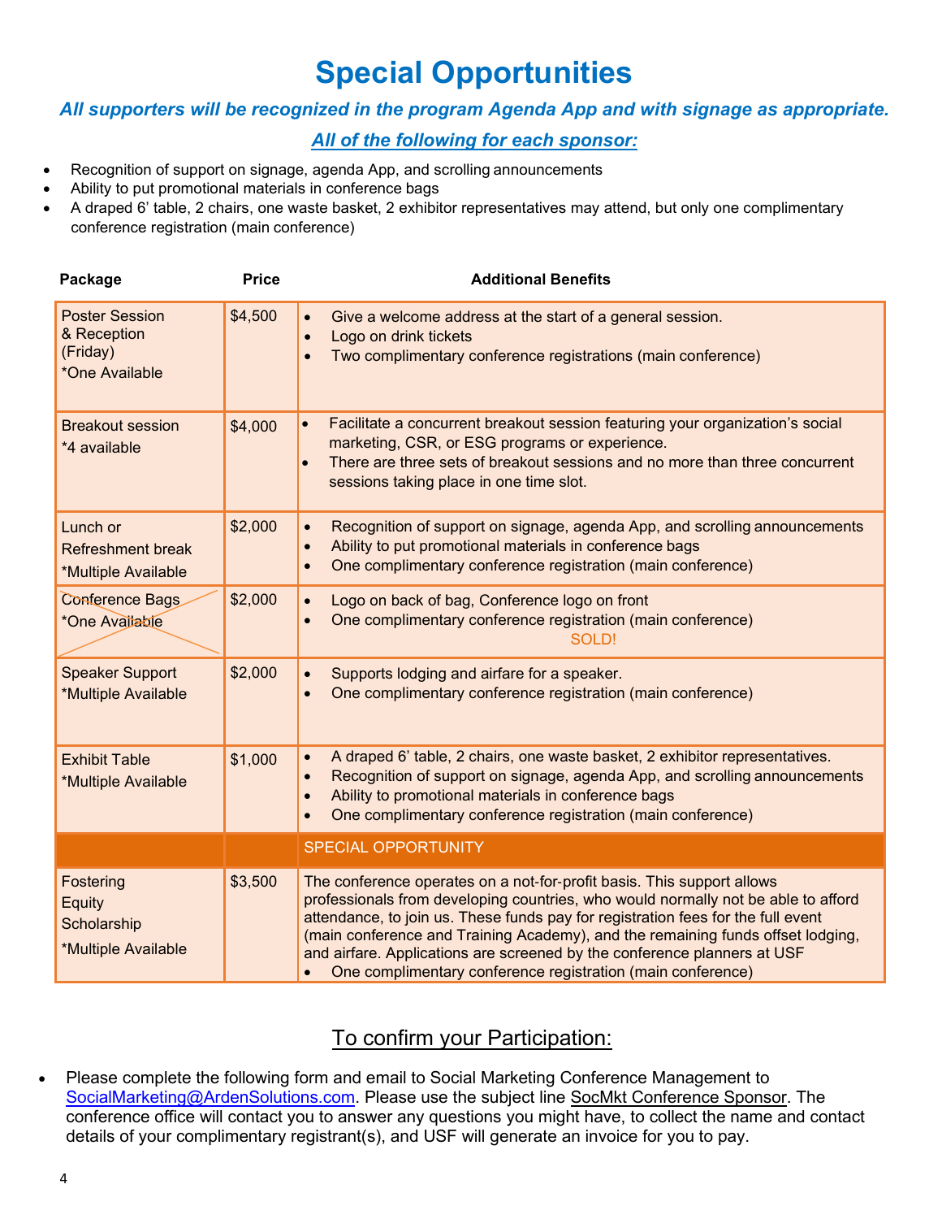# Special Opportunities

***All supporters will be recognized in the program Agenda App and with signage as appropriate.***

***All of the following for each sponsor:***

- Recognition of support on signage, agenda App, and scrolling announcements
- Ability to put promotional materials in conference bags
- A draped 6' table, 2 chairs, one waste basket, 2 exhibitor representatives may attend, but only one complimentary conference registration (main conference)

| Package | Price | Additional Benefits |
|---|---|---|
| Poster Session & Reception (Friday) *One Available | $4,500 | • Give a welcome address at the start of a general session.<br>• Logo on drink tickets<br>• Two complimentary conference registrations (main conference) |
| Breakout session *4 available | $4,000 | • Facilitate a concurrent breakout session featuring your organization's social marketing, CSR, or ESG programs or experience.<br>• There are three sets of breakout sessions and no more than three concurrent sessions taking place in one time slot. |
| Lunch or Refreshment break *Multiple Available | $2,000 | • Recognition of support on signage, agenda App, and scrolling announcements<br>• Ability to put promotional materials in conference bags<br>• One complimentary conference registration (main conference) |
| ~~Conference Bags *One Available~~ | $2,000 | • Logo on back of bag, Conference logo on front<br>• One complimentary conference registration (main conference)<br>SOLD! |
| Speaker Support *Multiple Available | $2,000 | • Supports lodging and airfare for a speaker.<br>• One complimentary conference registration (main conference) |
| Exhibit Table *Multiple Available | $1,000 | • A draped 6' table, 2 chairs, one waste basket, 2 exhibitor representatives.<br>• Recognition of support on signage, agenda App, and scrolling announcements<br>• Ability to promotional materials in conference bags<br>• One complimentary conference registration (main conference) |
| | | SPECIAL OPPORTUNITY |
| Fostering Equity Scholarship *Multiple Available | $3,500 | The conference operates on a not-for-profit basis. This support allows professionals from developing countries, who would normally not be able to afford attendance, to join us. These funds pay for registration fees for the full event (main conference and Training Academy), and the remaining funds offset lodging, and airfare. Applications are screened by the conference planners at USF<br>• One complimentary conference registration (main conference) |

## To confirm your Participation:

- Please complete the following form and email to Social Marketing Conference Management to SocialMarketing@ArdenSolutions.com. Please use the subject line SocMkt Conference Sponsor. The conference office will contact you to answer any questions you might have, to collect the name and contact details of your complimentary registrant(s), and USF will generate an invoice for you to pay.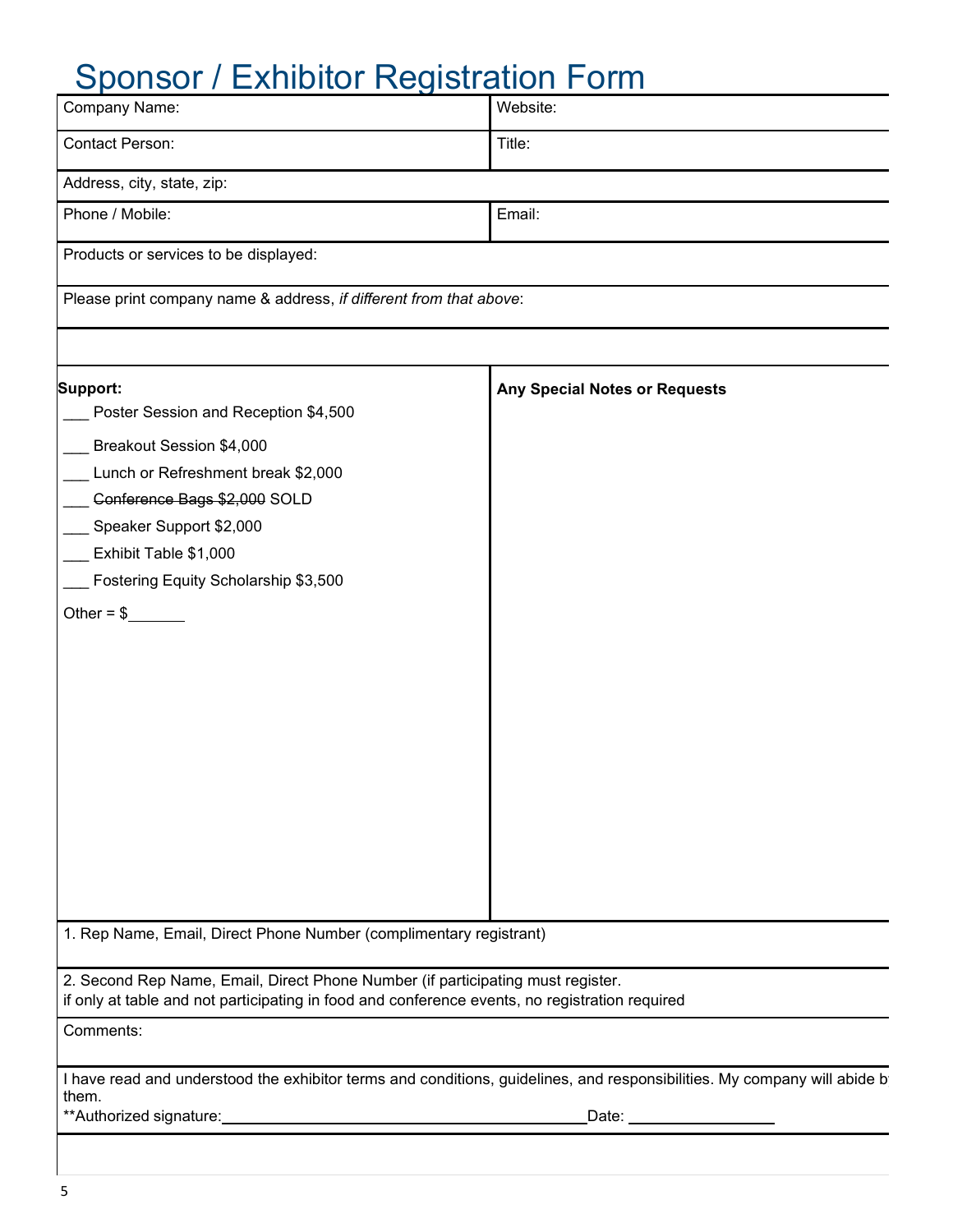# Sponsor / Exhibitor Registration Form

| Company Name: | Website: |
|---|---|
| Contact Person: | Title: |
| Address, city, state, zip: | |
| Phone / Mobile: | Email: |
| Products or services to be displayed: | |
| Please print company name & address, *if different from that above*: | |
| | |

**Support:**

___ Poster Session and Reception $4,500

___ Breakout Session $4,000

___ Lunch or Refreshment break $2,000

___ ~~Conference Bags $2,000~~ SOLD

___ Speaker Support $2,000

___ Exhibit Table $1,000

___ Fostering Equity Scholarship $3,500

Other = $_______

**Any Special Notes or Requests**

1. Rep Name, Email, Direct Phone Number (complimentary registrant)

2. Second Rep Name, Email, Direct Phone Number (if participating must register.
if only at table and not participating in food and conference events, no registration required

Comments:

I have read and understood the exhibitor terms and conditions, guidelines, and responsibilities. My company will abide by them.

**Authorized signature:______________________________ Date: ______________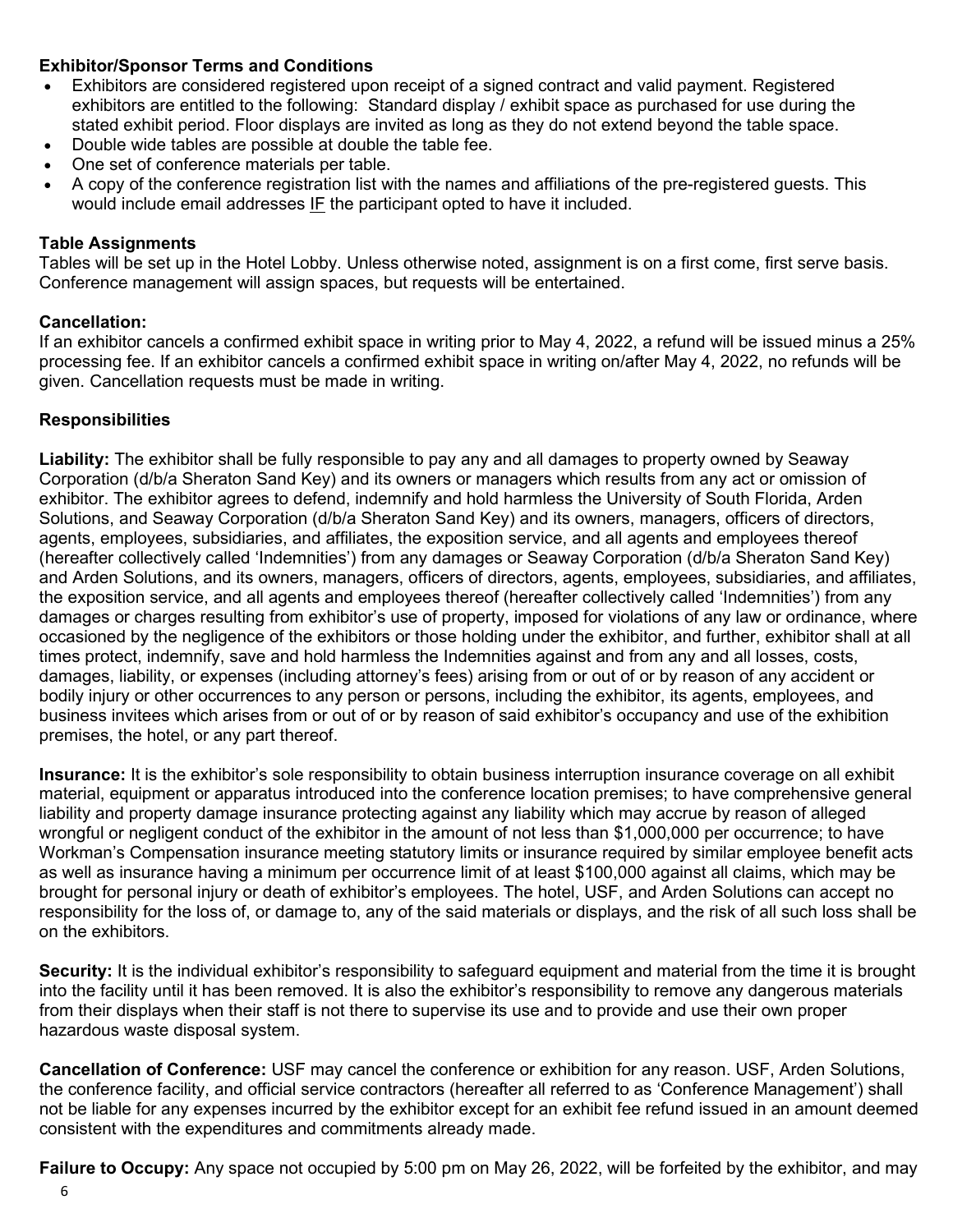**Exhibitor/Sponsor Terms and Conditions**

- Exhibitors are considered registered upon receipt of a signed contract and valid payment. Registered exhibitors are entitled to the following: Standard display / exhibit space as purchased for use during the stated exhibit period. Floor displays are invited as long as they do not extend beyond the table space.
- Double wide tables are possible at double the table fee.
- One set of conference materials per table.
- A copy of the conference registration list with the names and affiliations of the pre-registered guests. This would include email addresses IF the participant opted to have it included.

**Table Assignments**

Tables will be set up in the Hotel Lobby. Unless otherwise noted, assignment is on a first come, first serve basis. Conference management will assign spaces, but requests will be entertained.

**Cancellation:**

If an exhibitor cancels a confirmed exhibit space in writing prior to May 4, 2022, a refund will be issued minus a 25% processing fee. If an exhibitor cancels a confirmed exhibit space in writing on/after May 4, 2022, no refunds will be given. Cancellation requests must be made in writing.

**Responsibilities**

**Liability:** The exhibitor shall be fully responsible to pay any and all damages to property owned by Seaway Corporation (d/b/a Sheraton Sand Key) and its owners or managers which results from any act or omission of exhibitor. The exhibitor agrees to defend, indemnify and hold harmless the University of South Florida, Arden Solutions, and Seaway Corporation (d/b/a Sheraton Sand Key) and its owners, managers, officers of directors, agents, employees, subsidiaries, and affiliates, the exposition service, and all agents and employees thereof (hereafter collectively called 'Indemnities') from any damages or Seaway Corporation (d/b/a Sheraton Sand Key) and Arden Solutions, and its owners, managers, officers of directors, agents, employees, subsidiaries, and affiliates, the exposition service, and all agents and employees thereof (hereafter collectively called 'Indemnities') from any damages or charges resulting from exhibitor's use of property, imposed for violations of any law or ordinance, where occasioned by the negligence of the exhibitors or those holding under the exhibitor, and further, exhibitor shall at all times protect, indemnify, save and hold harmless the Indemnities against and from any and all losses, costs, damages, liability, or expenses (including attorney's fees) arising from or out of or by reason of any accident or bodily injury or other occurrences to any person or persons, including the exhibitor, its agents, employees, and business invitees which arises from or out of or by reason of said exhibitor's occupancy and use of the exhibition premises, the hotel, or any part thereof.

**Insurance:** It is the exhibitor's sole responsibility to obtain business interruption insurance coverage on all exhibit material, equipment or apparatus introduced into the conference location premises; to have comprehensive general liability and property damage insurance protecting against any liability which may accrue by reason of alleged wrongful or negligent conduct of the exhibitor in the amount of not less than $1,000,000 per occurrence; to have Workman's Compensation insurance meeting statutory limits or insurance required by similar employee benefit acts as well as insurance having a minimum per occurrence limit of at least $100,000 against all claims, which may be brought for personal injury or death of exhibitor's employees. The hotel, USF, and Arden Solutions can accept no responsibility for the loss of, or damage to, any of the said materials or displays, and the risk of all such loss shall be on the exhibitors.

**Security:** It is the individual exhibitor's responsibility to safeguard equipment and material from the time it is brought into the facility until it has been removed. It is also the exhibitor's responsibility to remove any dangerous materials from their displays when their staff is not there to supervise its use and to provide and use their own proper hazardous waste disposal system.

**Cancellation of Conference:** USF may cancel the conference or exhibition for any reason. USF, Arden Solutions, the conference facility, and official service contractors (hereafter all referred to as 'Conference Management') shall not be liable for any expenses incurred by the exhibitor except for an exhibit fee refund issued in an amount deemed consistent with the expenditures and commitments already made.

**Failure to Occupy:** Any space not occupied by 5:00 pm on May 26, 2022, will be forfeited by the exhibitor, and may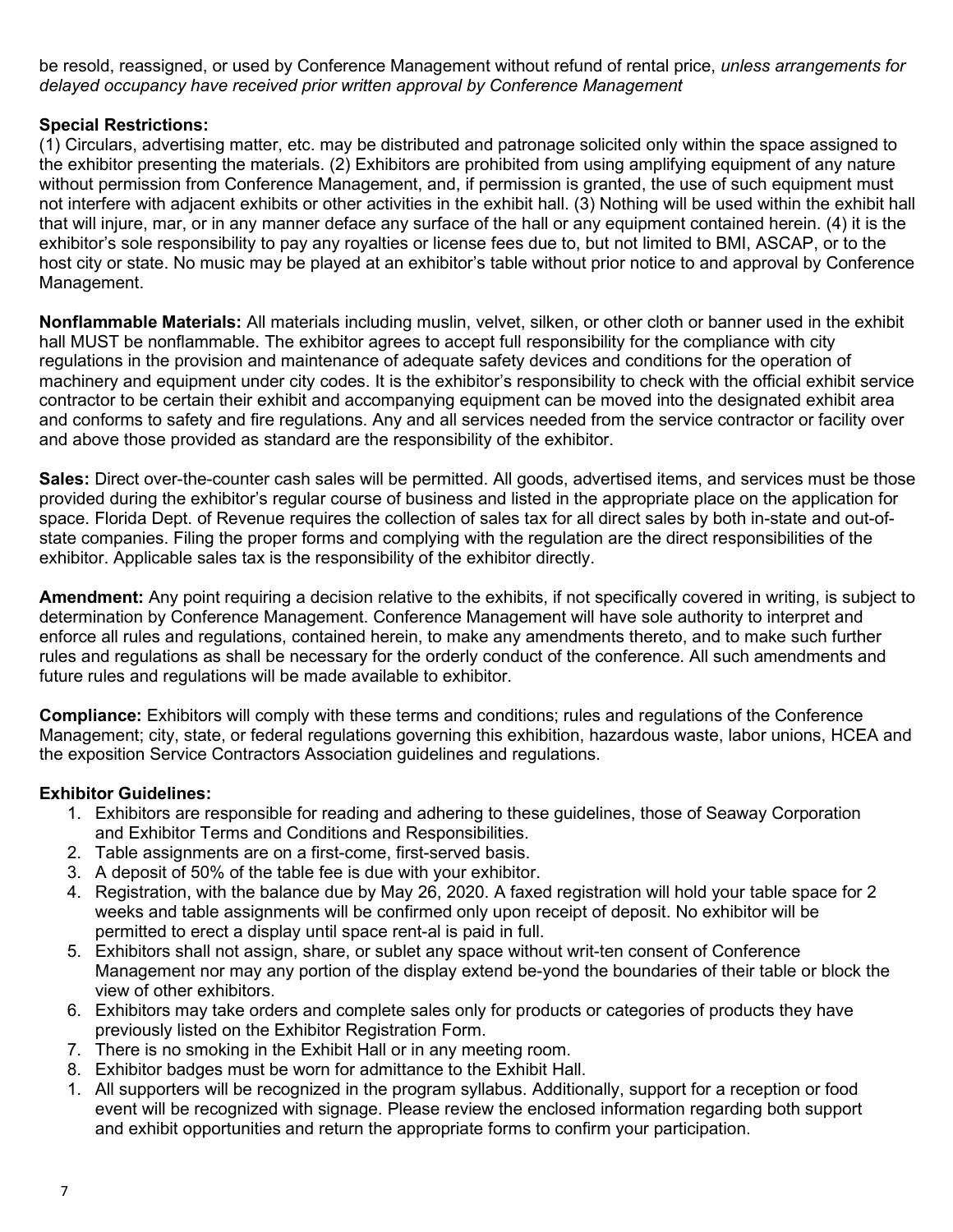be resold, reassigned, or used by Conference Management without refund of rental price, *unless arrangements for delayed occupancy have received prior written approval by Conference Management*

**Special Restrictions:**
(1) Circulars, advertising matter, etc. may be distributed and patronage solicited only within the space assigned to the exhibitor presenting the materials. (2) Exhibitors are prohibited from using amplifying equipment of any nature without permission from Conference Management, and, if permission is granted, the use of such equipment must not interfere with adjacent exhibits or other activities in the exhibit hall. (3) Nothing will be used within the exhibit hall that will injure, mar, or in any manner deface any surface of the hall or any equipment contained herein. (4) it is the exhibitor's sole responsibility to pay any royalties or license fees due to, but not limited to BMI, ASCAP, or to the host city or state. No music may be played at an exhibitor's table without prior notice to and approval by Conference Management.

**Nonflammable Materials:** All materials including muslin, velvet, silken, or other cloth or banner used in the exhibit hall MUST be nonflammable. The exhibitor agrees to accept full responsibility for the compliance with city regulations in the provision and maintenance of adequate safety devices and conditions for the operation of machinery and equipment under city codes. It is the exhibitor's responsibility to check with the official exhibit service contractor to be certain their exhibit and accompanying equipment can be moved into the designated exhibit area and conforms to safety and fire regulations. Any and all services needed from the service contractor or facility over and above those provided as standard are the responsibility of the exhibitor.

**Sales:** Direct over-the-counter cash sales will be permitted. All goods, advertised items, and services must be those provided during the exhibitor's regular course of business and listed in the appropriate place on the application for space. Florida Dept. of Revenue requires the collection of sales tax for all direct sales by both in-state and out-of-state companies. Filing the proper forms and complying with the regulation are the direct responsibilities of the exhibitor. Applicable sales tax is the responsibility of the exhibitor directly.

**Amendment:** Any point requiring a decision relative to the exhibits, if not specifically covered in writing, is subject to determination by Conference Management. Conference Management will have sole authority to interpret and enforce all rules and regulations, contained herein, to make any amendments thereto, and to make such further rules and regulations as shall be necessary for the orderly conduct of the conference. All such amendments and future rules and regulations will be made available to exhibitor.

**Compliance:** Exhibitors will comply with these terms and conditions; rules and regulations of the Conference Management; city, state, or federal regulations governing this exhibition, hazardous waste, labor unions, HCEA and the exposition Service Contractors Association guidelines and regulations.

**Exhibitor Guidelines:**

1. Exhibitors are responsible for reading and adhering to these guidelines, those of Seaway Corporation and Exhibitor Terms and Conditions and Responsibilities.
2. Table assignments are on a first-come, first-served basis.
3. A deposit of 50% of the table fee is due with your exhibitor.
4. Registration, with the balance due by May 26, 2020. A faxed registration will hold your table space for 2 weeks and table assignments will be confirmed only upon receipt of deposit. No exhibitor will be permitted to erect a display until space rent-al is paid in full.
5. Exhibitors shall not assign, share, or sublet any space without writ-ten consent of Conference Management nor may any portion of the display extend be-yond the boundaries of their table or block the view of other exhibitors.
6. Exhibitors may take orders and complete sales only for products or categories of products they have previously listed on the Exhibitor Registration Form.
7. There is no smoking in the Exhibit Hall or in any meeting room.
8. Exhibitor badges must be worn for admittance to the Exhibit Hall.

1. All supporters will be recognized in the program syllabus. Additionally, support for a reception or food event will be recognized with signage. Please review the enclosed information regarding both support and exhibit opportunities and return the appropriate forms to confirm your participation.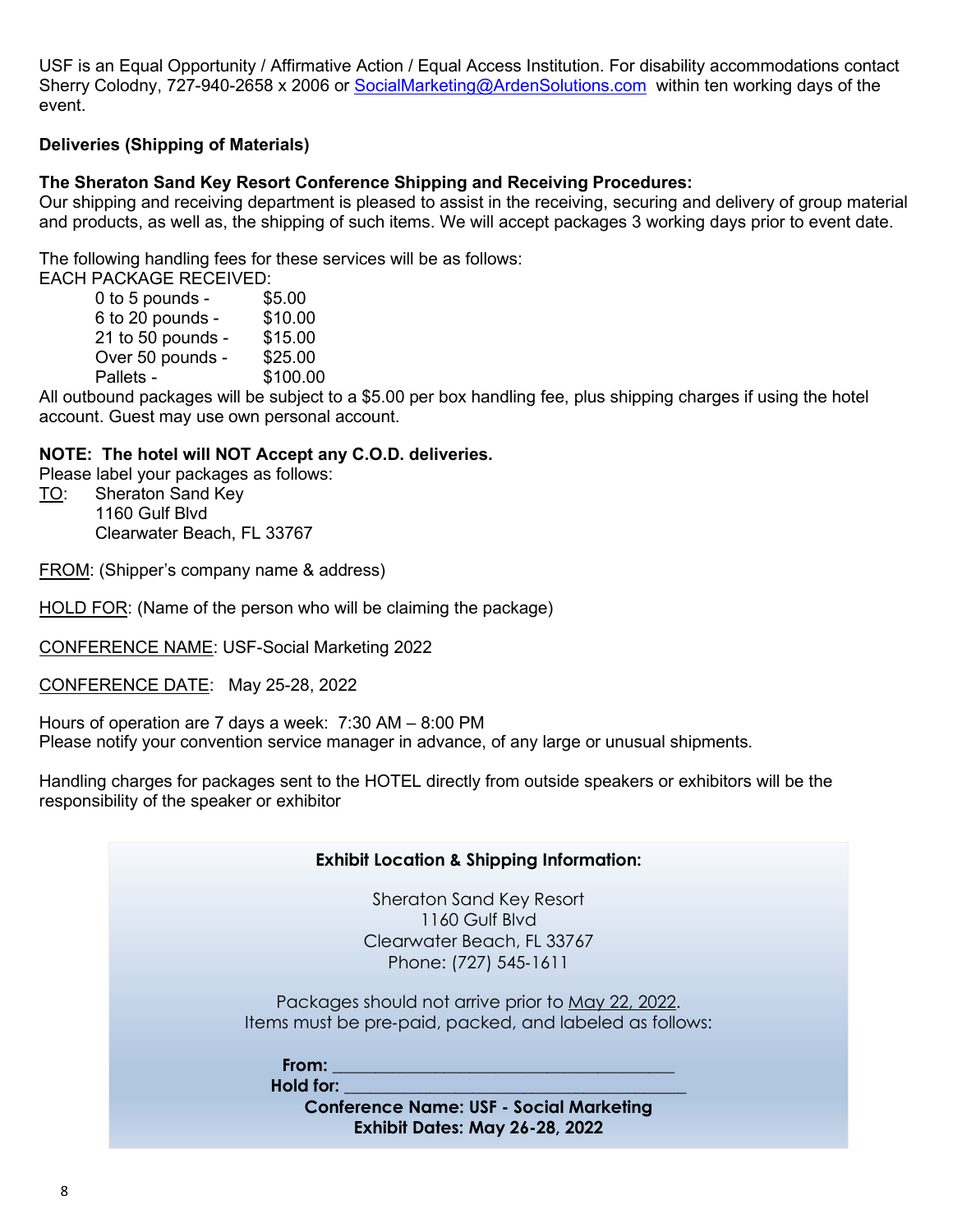USF is an Equal Opportunity / Affirmative Action / Equal Access Institution. For disability accommodations contact Sherry Colodny, 727-940-2658 x 2006 or SocialMarketing@ArdenSolutions.com within ten working days of the event.

**Deliveries (Shipping of Materials)**

**The Sheraton Sand Key Resort Conference Shipping and Receiving Procedures:**
Our shipping and receiving department is pleased to assist in the receiving, securing and delivery of group material and products, as well as, the shipping of such items. We will accept packages 3 working days prior to event date.

The following handling fees for these services will be as follows:
EACH PACKAGE RECEIVED:

| | |
|---|---|
| 0 to 5 pounds - | $5.00 |
| 6 to 20 pounds - | $10.00 |
| 21 to 50 pounds - | $15.00 |
| Over 50 pounds - | $25.00 |
| Pallets - | $100.00 |

All outbound packages will be subject to a $5.00 per box handling fee, plus shipping charges if using the hotel account. Guest may use own personal account.

**NOTE: The hotel will NOT Accept any C.O.D. deliveries.**
Please label your packages as follows:

<u>TO</u>: Sheraton Sand Key
1160 Gulf Blvd
Clearwater Beach, FL 33767

<u>FROM</u>: (Shipper's company name & address)

<u>HOLD FOR</u>: (Name of the person who will be claiming the package)

<u>CONFERENCE NAME</u>: USF-Social Marketing 2022

<u>CONFERENCE DATE</u>: May 25-28, 2022

Hours of operation are 7 days a week: 7:30 AM – 8:00 PM
Please notify your convention service manager in advance, of any large or unusual shipments.

Handling charges for packages sent to the HOTEL directly from outside speakers or exhibitors will be the responsibility of the speaker or exhibitor

**Exhibit Location & Shipping Information:**

Sheraton Sand Key Resort
1160 Gulf Blvd
Clearwater Beach, FL 33767
Phone: (727) 545-1611

Packages should not arrive prior to <u>May 22, 2022</u>.
Items must be pre-paid, packed, and labeled as follows:

**From:** ______________________________________
**Hold for:** ______________________________________
**Conference Name: USF - Social Marketing**
**Exhibit Dates: May 26-28, 2022**